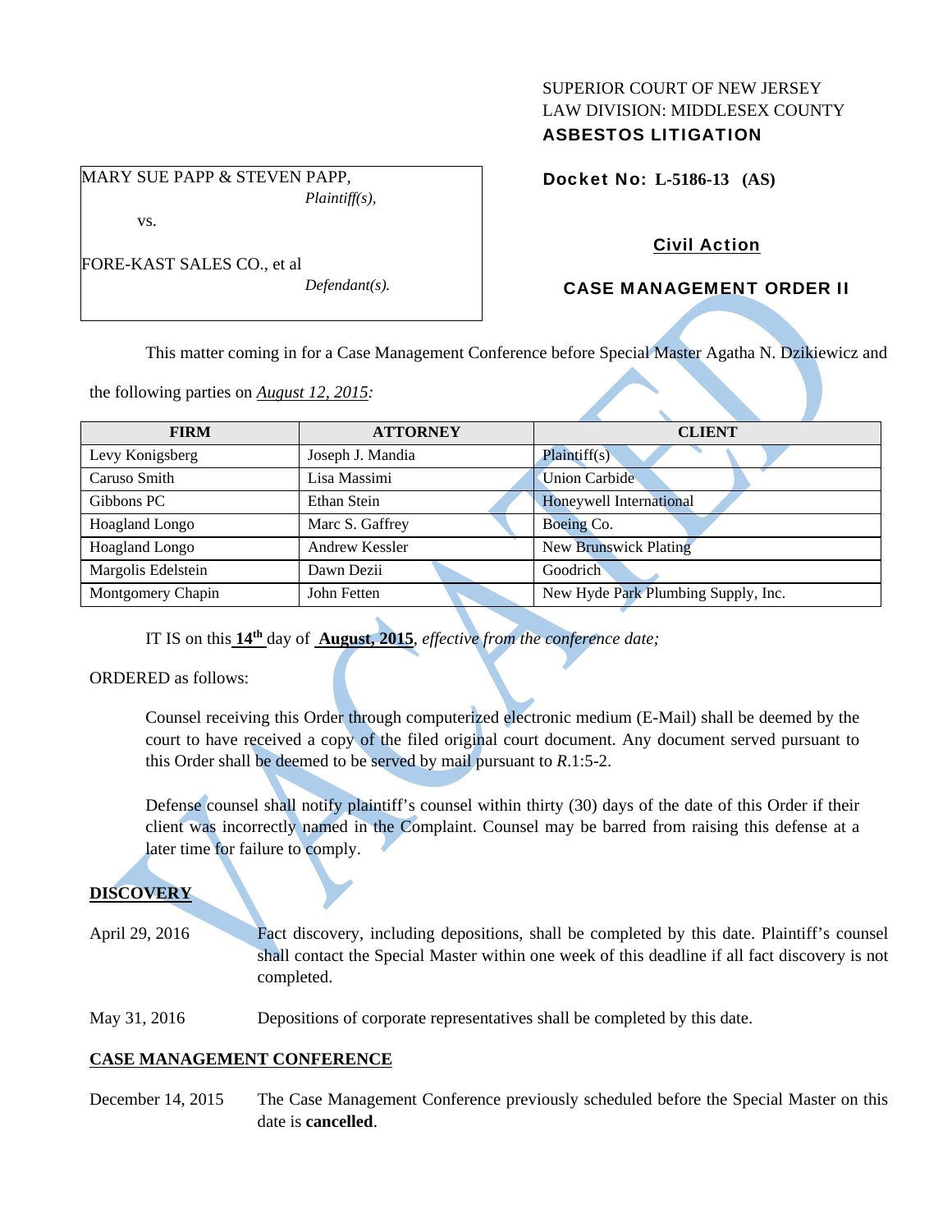SUPERIOR COURT OF NEW JERSEY
LAW DIVISION: MIDDLESEX COUNTY
**ASBESTOS LITIGATION**

MARY SUE PAPP & STEVEN PAPP,
*Plaintiff(s),*

vs.

FORE-KAST SALES CO., et al
*Defendant(s).*

**Docket No: L-5186-13 (AS)**

**Civil Action**

**CASE MANAGEMENT ORDER II**

VACATED

This matter coming in for a Case Management Conference before Special Master Agatha N. Dzikiewicz and the following parties on *August 12, 2015*:

| FIRM | ATTORNEY | CLIENT |
|---|---|---|
| Levy Konigsberg | Joseph J. Mandia | Plaintiff(s) |
| Caruso Smith | Lisa Massimi | Union Carbide |
| Gibbons PC | Ethan Stein | Honeywell International |
| Hoagland Longo | Marc S. Gaffrey | Boeing Co. |
| Hoagland Longo | Andrew Kessler | New Brunswick Plating |
| Margolis Edelstein | Dawn Dezii | Goodrich |
| Montgomery Chapin | John Fetten | New Hyde Park Plumbing Supply, Inc. |

IT IS on this **14th** day of **August, 2015**, *effective from the conference date;*

ORDERED as follows:

Counsel receiving this Order through computerized electronic medium (E-Mail) shall be deemed by the court to have received a copy of the filed original court document. Any document served pursuant to this Order shall be deemed to be served by mail pursuant to *R*.1:5-2.

Defense counsel shall notify plaintiff's counsel within thirty (30) days of the date of this Order if their client was incorrectly named in the Complaint. Counsel may be barred from raising this defense at a later time for failure to comply.

## DISCOVERY

April 29, 2016 — Fact discovery, including depositions, shall be completed by this date. Plaintiff's counsel shall contact the Special Master within one week of this deadline if all fact discovery is not completed.

May 31, 2016 — Depositions of corporate representatives shall be completed by this date.

## CASE MANAGEMENT CONFERENCE

December 14, 2015 — The Case Management Conference previously scheduled before the Special Master on this date is **cancelled**.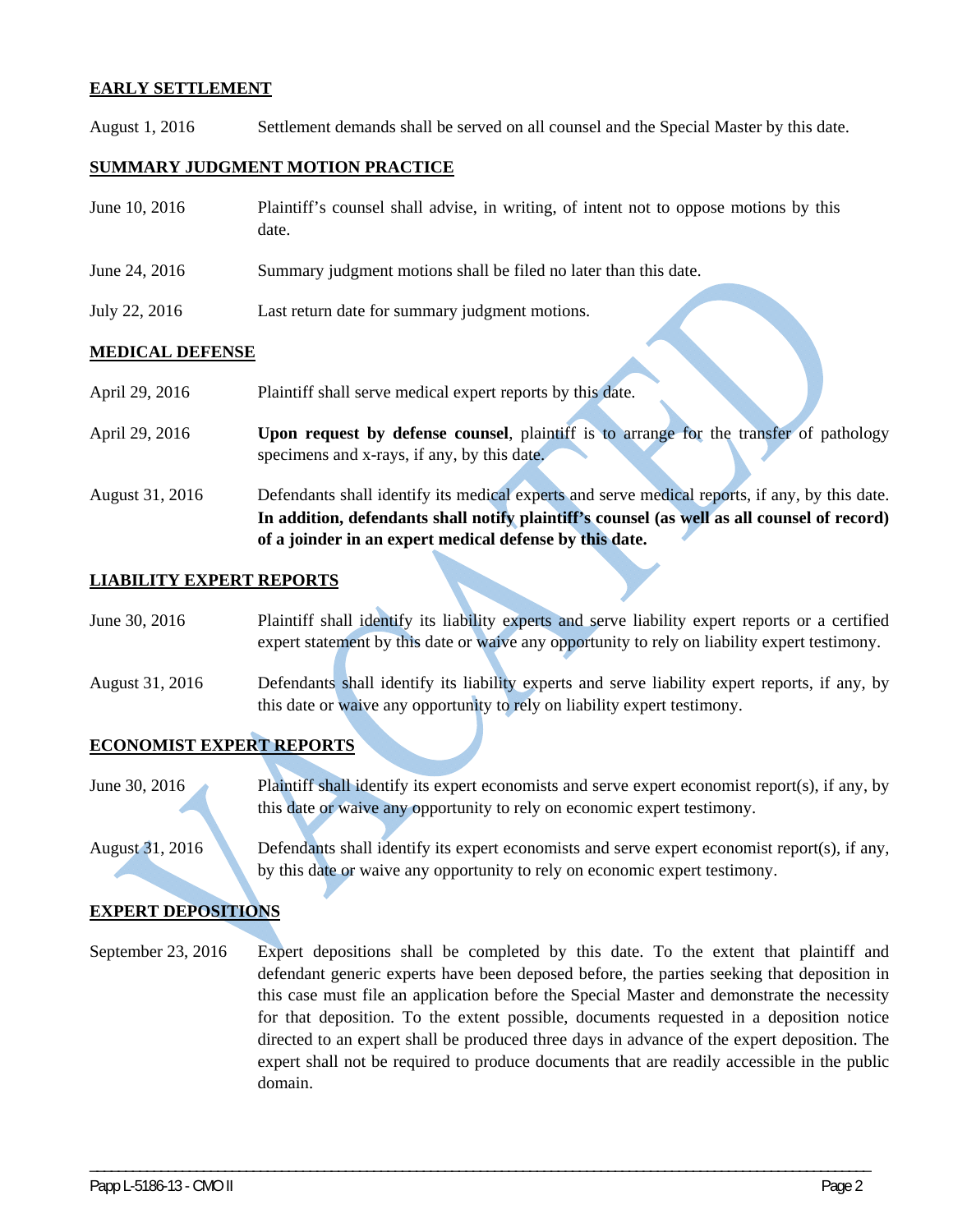**EARLY SETTLEMENT**

August 1, 2016 Settlement demands shall be served on all counsel and the Special Master by this date.

**SUMMARY JUDGMENT MOTION PRACTICE**

June 10, 2016 Plaintiff's counsel shall advise, in writing, of intent not to oppose motions by this date.

June 24, 2016 Summary judgment motions shall be filed no later than this date.

July 22, 2016 Last return date for summary judgment motions.

**MEDICAL DEFENSE**

April 29, 2016 Plaintiff shall serve medical expert reports by this date.

April 29, 2016 **Upon request by defense counsel**, plaintiff is to arrange for the transfer of pathology specimens and x-rays, if any, by this date.

August 31, 2016 Defendants shall identify its medical experts and serve medical reports, if any, by this date. **In addition, defendants shall notify plaintiff's counsel (as well as all counsel of record) of a joinder in an expert medical defense by this date.**

**LIABILITY EXPERT REPORTS**

June 30, 2016 Plaintiff shall identify its liability experts and serve liability expert reports or a certified expert statement by this date or waive any opportunity to rely on liability expert testimony.

August 31, 2016 Defendants shall identify its liability experts and serve liability expert reports, if any, by this date or waive any opportunity to rely on liability expert testimony.

**ECONOMIST EXPERT REPORTS**

June 30, 2016 Plaintiff shall identify its expert economists and serve expert economist report(s), if any, by this date or waive any opportunity to rely on economic expert testimony.

August 31, 2016 Defendants shall identify its expert economists and serve expert economist report(s), if any, by this date or waive any opportunity to rely on economic expert testimony.

**EXPERT DEPOSITIONS**

September 23, 2016 Expert depositions shall be completed by this date. To the extent that plaintiff and defendant generic experts have been deposed before, the parties seeking that deposition in this case must file an application before the Special Master and demonstrate the necessity for that deposition. To the extent possible, documents requested in a deposition notice directed to an expert shall be produced three days in advance of the expert deposition. The expert shall not be required to produce documents that are readily accessible in the public domain.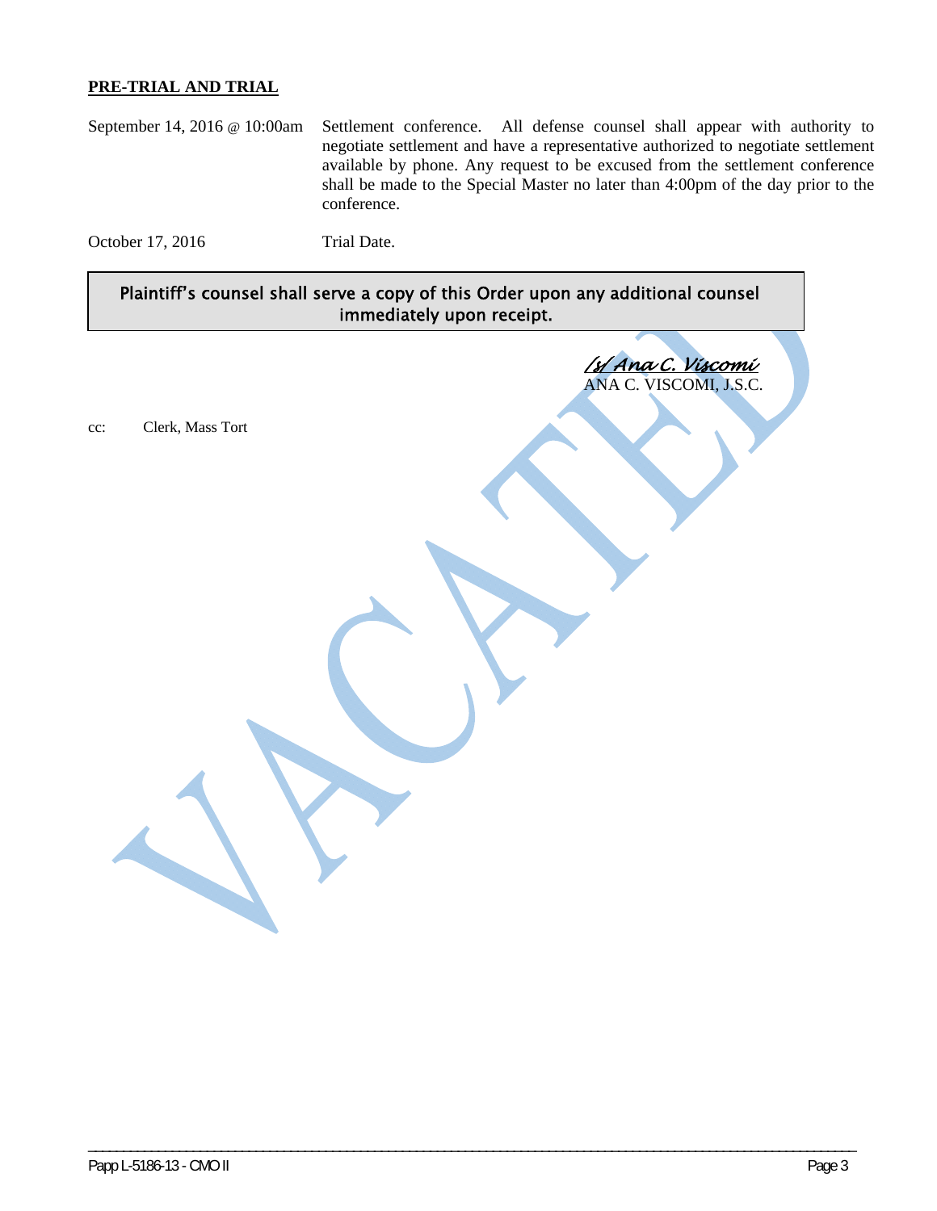**PRE-TRIAL AND TRIAL**

| | |
|---|---|
| September 14, 2016 @ 10:00am | Settlement conference. All defense counsel shall appear with authority to negotiate settlement and have a representative authorized to negotiate settlement available by phone. Any request to be excused from the settlement conference shall be made to the Special Master no later than 4:00pm of the day prior to the conference. |
| October 17, 2016 | Trial Date. |

**Plaintiff's counsel shall serve a copy of this Order upon any additional counsel immediately upon receipt.**

*/s/ Ana C. Viscomi*
ANA C. VISCOMI, J.S.C.

cc: Clerk, Mass Tort

VACATED